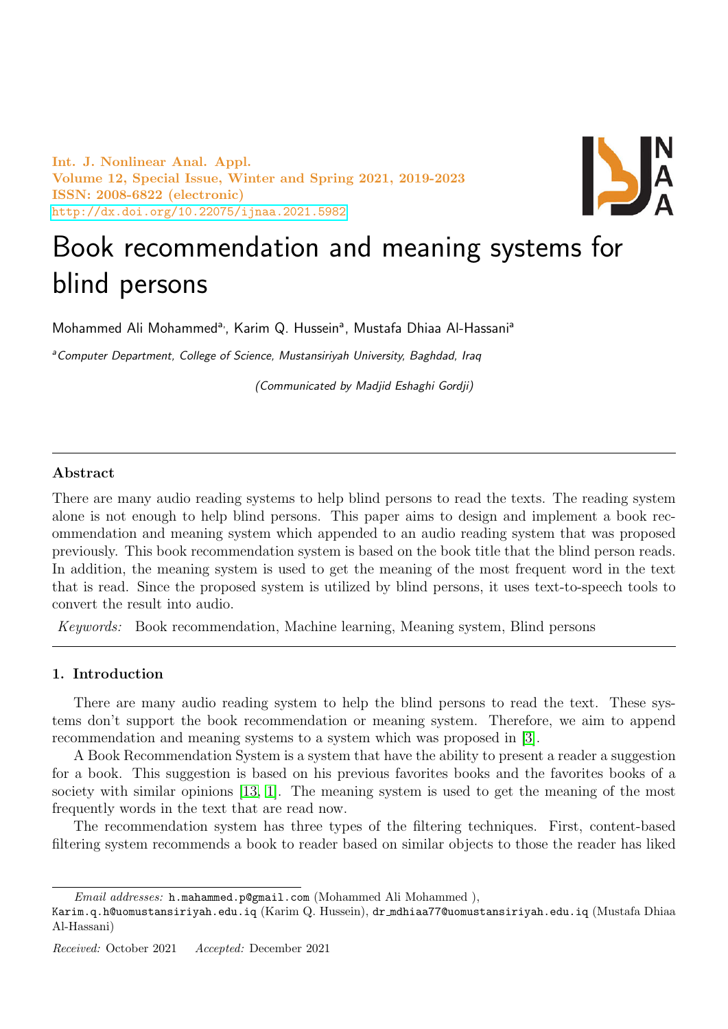# Book recommendation and meaning systems for blind persons

Mohammed Ali Mohammed[a], Karim Q. Hussein[a], Mustafa Dhiaa Al-Hassani[a]

[a]*Computer Department, College of Science, Mustansiriyah University, Baghdad, Iraq*

*(Communicated by Madjid Eshaghi Gordji)*

---

### Abstract

There are many audio reading systems to help blind persons to read the texts. The reading system alone is not enough to help blind persons. This paper aims to design and implement a book recommendation and meaning system which appended to an audio reading system that was proposed previously. This book recommendation system is based on the book title that the blind person reads. In addition, the meaning system is used to get the meaning of the most frequent word in the text that is read. Since the proposed system is utilized by blind persons, it uses text-to-speech tools to convert the result into audio.

*Keywords:* Book recommendation, Machine learning, Meaning system, Blind persons

---

## 1. Introduction

There are many audio reading system to help the blind persons to read the text. These systems don't support the book recommendation or meaning system. Therefore, we aim to append recommendation and meaning systems to a system which was proposed in [3].

A Book Recommendation System is a system that have the ability to present a reader a suggestion for a book. This suggestion is based on his previous favorites books and the favorites books of a society with similar opinions [13, 1]. The meaning system is used to get the meaning of the most frequently words in the text that are read now.

The recommendation system has three types of the filtering techniques. First, content-based filtering system recommends a book to reader based on similar objects to those the reader has liked

---

*Email addresses:* h.mahammed.p@gmail.com (Mohammed Ali Mohammed ), Karim.q.h@uomustansiriyah.edu.iq (Karim Q. Hussein), dr_mdhiaa77@uomustansiriyah.edu.iq (Mustafa Dhiaa Al-Hassani)

*Received:* October 2021 *Accepted:* December 2021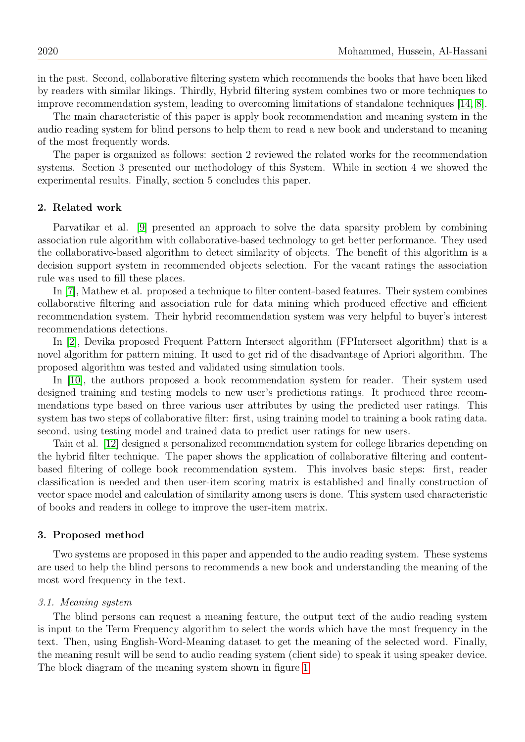in the past. Second, collaborative filtering system which recommends the books that have been liked by readers with similar likings. Thirdly, Hybrid filtering system combines two or more techniques to improve recommendation system, leading to overcoming limitations of standalone techniques [14, 8].

The main characteristic of this paper is apply book recommendation and meaning system in the audio reading system for blind persons to help them to read a new book and understand to meaning of the most frequently words.

The paper is organized as follows: section 2 reviewed the related works for the recommendation systems. Section 3 presented our methodology of this System. While in section 4 we showed the experimental results. Finally, section 5 concludes this paper.

## 2. Related work

Parvatikar et al. [9] presented an approach to solve the data sparsity problem by combining association rule algorithm with collaborative-based technology to get better performance. They used the collaborative-based algorithm to detect similarity of objects. The benefit of this algorithm is a decision support system in recommended objects selection. For the vacant ratings the association rule was used to fill these places.

In [7], Mathew et al. proposed a technique to filter content-based features. Their system combines collaborative filtering and association rule for data mining which produced effective and efficient recommendation system. Their hybrid recommendation system was very helpful to buyer's interest recommendations detections.

In [2], Devika proposed Frequent Pattern Intersect algorithm (FPIntersect algorithm) that is a novel algorithm for pattern mining. It used to get rid of the disadvantage of Apriori algorithm. The proposed algorithm was tested and validated using simulation tools.

In [10], the authors proposed a book recommendation system for reader. Their system used designed training and testing models to new user's predictions ratings. It produced three recommendations type based on three various user attributes by using the predicted user ratings. This system has two steps of collaborative filter: first, using training model to training a book rating data. second, using testing model and trained data to predict user ratings for new users.

Tain et al. [12] designed a personalized recommendation system for college libraries depending on the hybrid filter technique. The paper shows the application of collaborative filtering and content-based filtering of college book recommendation system. This involves basic steps: first, reader classification is needed and then user-item scoring matrix is established and finally construction of vector space model and calculation of similarity among users is done. This system used characteristic of books and readers in college to improve the user-item matrix.

## 3. Proposed method

Two systems are proposed in this paper and appended to the audio reading system. These systems are used to help the blind persons to recommends a new book and understanding the meaning of the most word frequency in the text.

### *3.1. Meaning system*

The blind persons can request a meaning feature, the output text of the audio reading system is input to the Term Frequency algorithm to select the words which have the most frequency in the text. Then, using English-Word-Meaning dataset to get the meaning of the selected word. Finally, the meaning result will be send to audio reading system (client side) to speak it using speaker device. The block diagram of the meaning system shown in figure 1.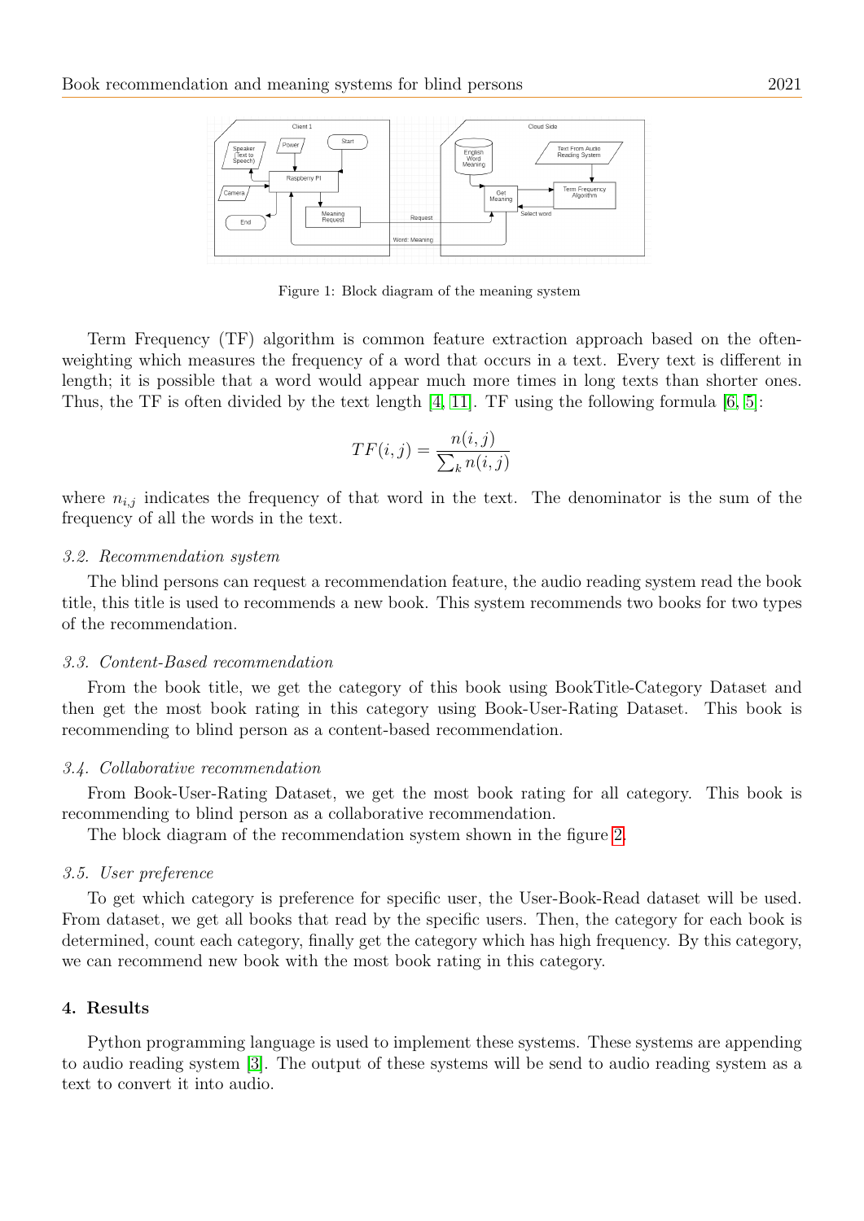Figure 1: Block diagram of the meaning system

Term Frequency (TF) algorithm is common feature extraction approach based on the often-weighting which measures the frequency of a word that occurs in a text. Every text is different in length; it is possible that a word would appear much more times in long texts than shorter ones. Thus, the TF is often divided by the text length [4, 11]. TF using the following formula [6, 5]:

$$TF(i,j) = \frac{n(i,j)}{\sum_k n(i,j)}$$

where $n_{i,j}$ indicates the frequency of that word in the text. The denominator is the sum of the frequency of all the words in the text.

### *3.2. Recommendation system*

The blind persons can request a recommendation feature, the audio reading system read the book title, this title is used to recommends a new book. This system recommends two books for two types of the recommendation.

### *3.3. Content-Based recommendation*

From the book title, we get the category of this book using BookTitle-Category Dataset and then get the most book rating in this category using Book-User-Rating Dataset. This book is recommending to blind person as a content-based recommendation.

### *3.4. Collaborative recommendation*

From Book-User-Rating Dataset, we get the most book rating for all category. This book is recommending to blind person as a collaborative recommendation.

The block diagram of the recommendation system shown in the figure 2.

### *3.5. User preference*

To get which category is preference for specific user, the User-Book-Read dataset will be used. From dataset, we get all books that read by the specific users. Then, the category for each book is determined, count each category, finally get the category which has high frequency. By this category, we can recommend new book with the most book rating in this category.

## 4. Results

Python programming language is used to implement these systems. These systems are appending to audio reading system [3]. The output of these systems will be send to audio reading system as a text to convert it into audio.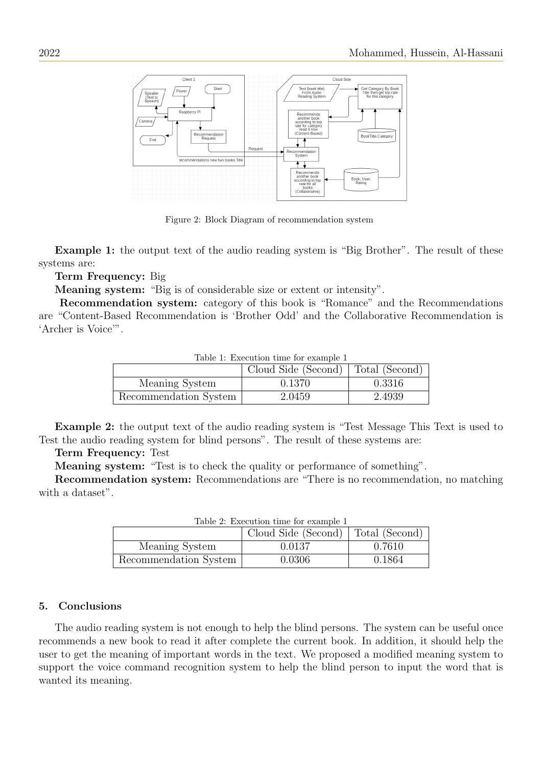Figure 2: Block Diagram of recommendation system

**Example 1:** the output text of the audio reading system is "Big Brother". The result of these systems are:

**Term Frequency:** Big

**Meaning system:** "Big is of considerable size or extent or intensity".

**Recommendation system:** category of this book is "Romance" and the Recommendations are "Content-Based Recommendation is 'Brother Odd' and the Collaborative Recommendation is 'Archer is Voice'".

Table 1: Execution time for example 1

| | Cloud Side (Second) | Total (Second) |
|---|---|---|
| Meaning System | 0.1370 | 0.3316 |
| Recommendation System | 2.0459 | 2.4939 |

**Example 2:** the output text of the audio reading system is "Test Message This Text is used to Test the audio reading system for blind persons". The result of these systems are:

**Term Frequency:** Test

**Meaning system:** "Test is to check the quality or performance of something".

**Recommendation system:** Recommendations are "There is no recommendation, no matching with a dataset".

Table 2: Execution time for example 1

| | Cloud Side (Second) | Total (Second) |
|---|---|---|
| Meaning System | 0.0137 | 0.7610 |
| Recommendation System | 0.0306 | 0.1864 |

## 5. Conclusions

The audio reading system is not enough to help the blind persons. The system can be useful once recommends a new book to read it after complete the current book. In addition, it should help the user to get the meaning of important words in the text. We proposed a modified meaning system to support the voice command recognition system to help the blind person to input the word that is wanted its meaning.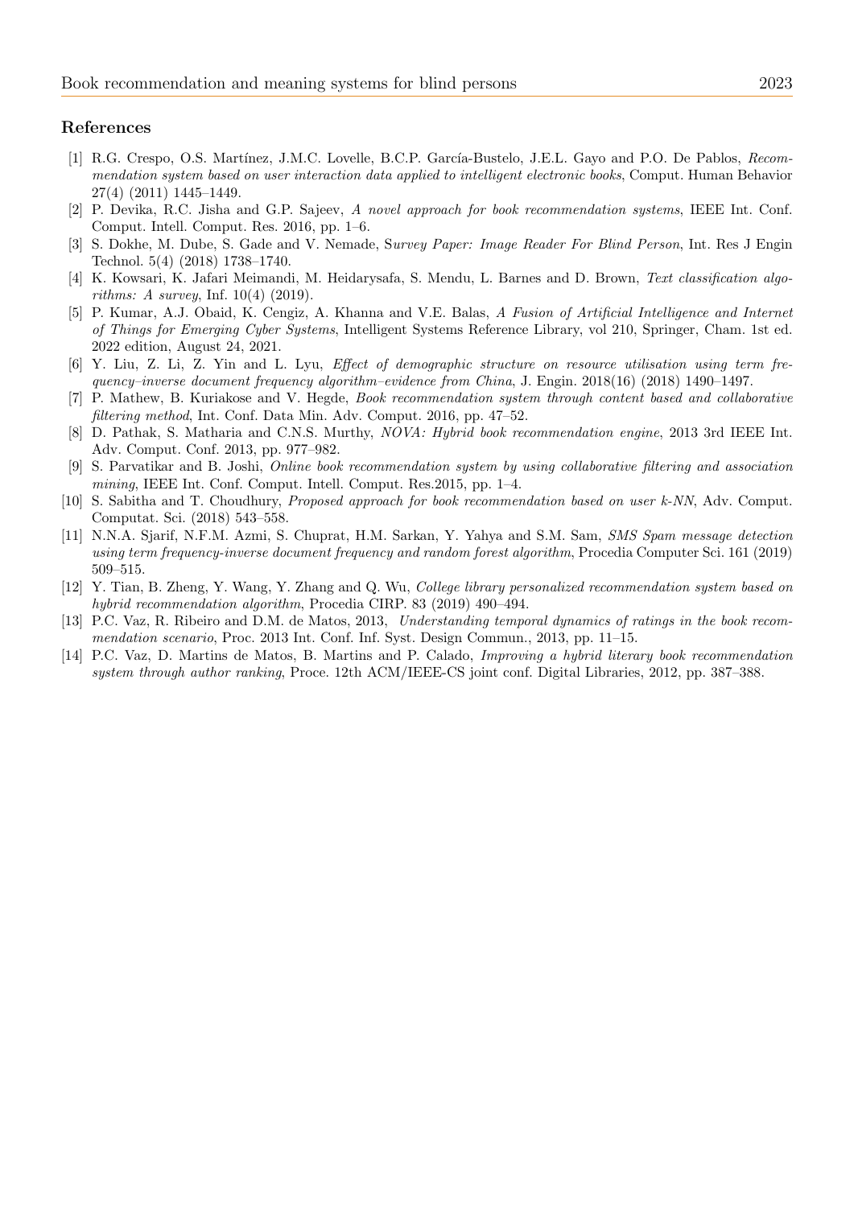## References

[1] R.G. Crespo, O.S. Martínez, J.M.C. Lovelle, B.C.P. García-Bustelo, J.E.L. Gayo and P.O. De Pablos, *Recommendation system based on user interaction data applied to intelligent electronic books*, Comput. Human Behavior 27(4) (2011) 1445–1449.

[2] P. Devika, R.C. Jisha and G.P. Sajeev, *A novel approach for book recommendation systems*, IEEE Int. Conf. Comput. Intell. Comput. Res. 2016, pp. 1–6.

[3] S. Dokhe, M. Dube, S. Gade and V. Nemade, S*urvey Paper: Image Reader For Blind Person*, Int. Res J Engin Technol. 5(4) (2018) 1738–1740.

[4] K. Kowsari, K. Jafari Meimandi, M. Heidarysafa, S. Mendu, L. Barnes and D. Brown, *Text classification algorithms: A survey*, Inf. 10(4) (2019).

[5] P. Kumar, A.J. Obaid, K. Cengiz, A. Khanna and V.E. Balas, *A Fusion of Artificial Intelligence and Internet of Things for Emerging Cyber Systems*, Intelligent Systems Reference Library, vol 210, Springer, Cham. 1st ed. 2022 edition, August 24, 2021.

[6] Y. Liu, Z. Li, Z. Yin and L. Lyu, *Effect of demographic structure on resource utilisation using term frequency–inverse document frequency algorithm–evidence from China*, J. Engin. 2018(16) (2018) 1490–1497.

[7] P. Mathew, B. Kuriakose and V. Hegde, *Book recommendation system through content based and collaborative filtering method*, Int. Conf. Data Min. Adv. Comput. 2016, pp. 47–52.

[8] D. Pathak, S. Matharia and C.N.S. Murthy, *NOVA: Hybrid book recommendation engine*, 2013 3rd IEEE Int. Adv. Comput. Conf. 2013, pp. 977–982.

[9] S. Parvatikar and B. Joshi, *Online book recommendation system by using collaborative filtering and association mining*, IEEE Int. Conf. Comput. Intell. Comput. Res.2015, pp. 1–4.

[10] S. Sabitha and T. Choudhury, *Proposed approach for book recommendation based on user k-NN*, Adv. Comput. Computat. Sci. (2018) 543–558.

[11] N.N.A. Sjarif, N.F.M. Azmi, S. Chuprat, H.M. Sarkan, Y. Yahya and S.M. Sam, *SMS Spam message detection using term frequency-inverse document frequency and random forest algorithm*, Procedia Computer Sci. 161 (2019) 509–515.

[12] Y. Tian, B. Zheng, Y. Wang, Y. Zhang and Q. Wu, *College library personalized recommendation system based on hybrid recommendation algorithm*, Procedia CIRP. 83 (2019) 490–494.

[13] P.C. Vaz, R. Ribeiro and D.M. de Matos, 2013, *Understanding temporal dynamics of ratings in the book recommendation scenario*, Proc. 2013 Int. Conf. Inf. Syst. Design Commun., 2013, pp. 11–15.

[14] P.C. Vaz, D. Martins de Matos, B. Martins and P. Calado, *Improving a hybrid literary book recommendation system through author ranking*, Proce. 12th ACM/IEEE-CS joint conf. Digital Libraries, 2012, pp. 387–388.